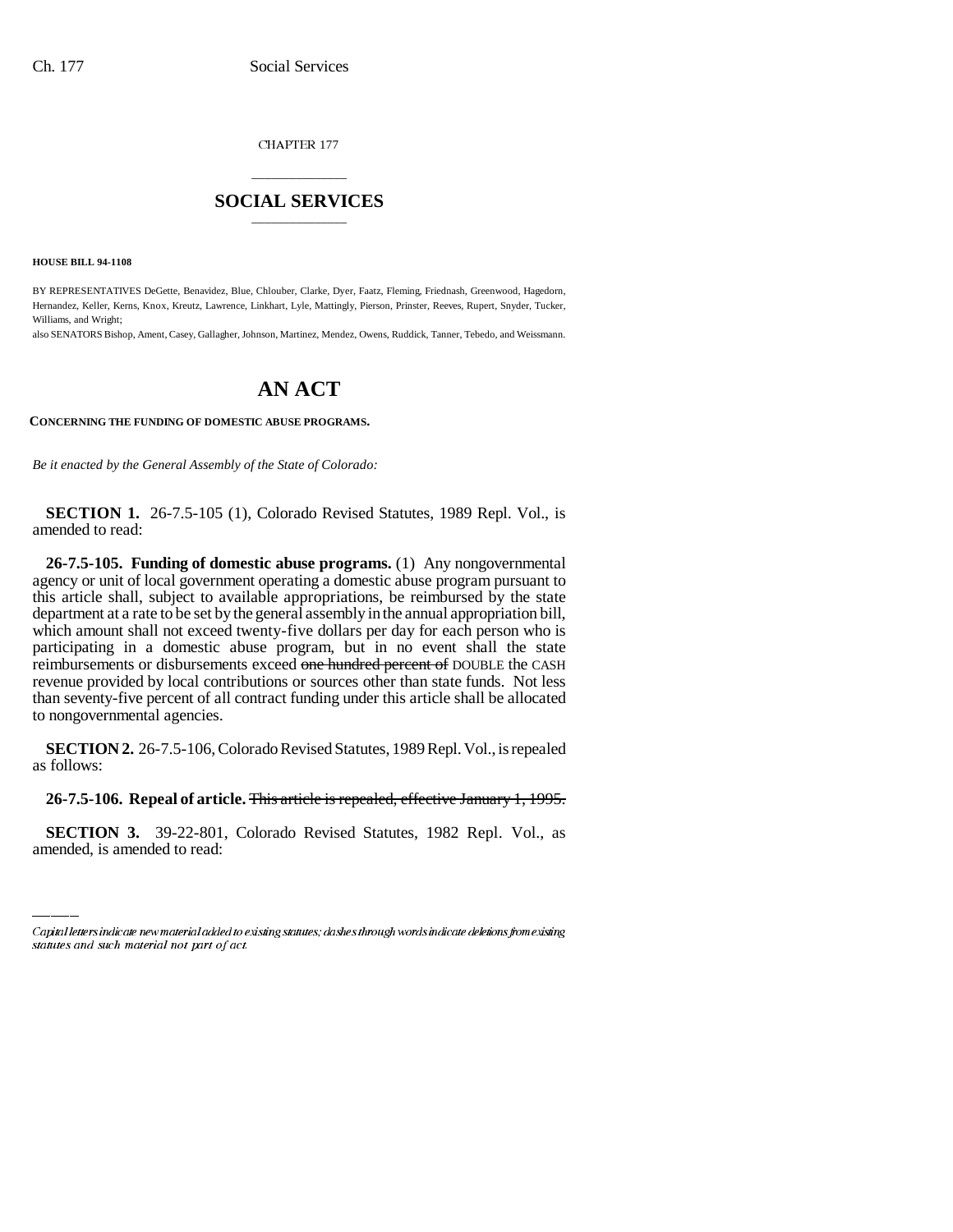CHAPTER 177

# SOCIAL SERVICES

**HOUSE BILL 94-1108**

BY REPRESENTATIVES DeGette, Benavidez, Blue, Chlouber, Clarke, Dyer, Faatz, Fleming, Friednash, Greenwood, Hagedorn, Hernandez, Keller, Kerns, Knox, Kreutz, Lawrence, Linkhart, Lyle, Mattingly, Pierson, Prinster, Reeves, Rupert, Snyder, Tucker, Williams, and Wright;

also SENATORS Bishop, Ament, Casey, Gallagher, Johnson, Martinez, Mendez, Owens, Ruddick, Tanner, Tebedo, and Weissmann.

# AN ACT

**CONCERNING THE FUNDING OF DOMESTIC ABUSE PROGRAMS.**

*Be it enacted by the General Assembly of the State of Colorado:*

**SECTION 1.** 26-7.5-105 (1), Colorado Revised Statutes, 1989 Repl. Vol., is amended to read:

**26-7.5-105. Funding of domestic abuse programs.** (1) Any nongovernmental agency or unit of local government operating a domestic abuse program pursuant to this article shall, subject to available appropriations, be reimbursed by the state department at a rate to be set by the general assembly in the annual appropriation bill, which amount shall not exceed twenty-five dollars per day for each person who is participating in a domestic abuse program, but in no event shall the state reimbursements or disbursements exceed ~~one hundred percent of~~ DOUBLE the CASH revenue provided by local contributions or sources other than state funds. Not less than seventy-five percent of all contract funding under this article shall be allocated to nongovernmental agencies.

**SECTION 2.** 26-7.5-106, Colorado Revised Statutes, 1989 Repl. Vol., is repealed as follows:

**26-7.5-106. Repeal of article.** ~~This article is repealed, effective January 1, 1995.~~

**SECTION 3.** 39-22-801, Colorado Revised Statutes, 1982 Repl. Vol., as amended, is amended to read:

*Capital letters indicate new material added to existing statutes; dashes through words indicate deletions from existing statutes and such material not part of act.*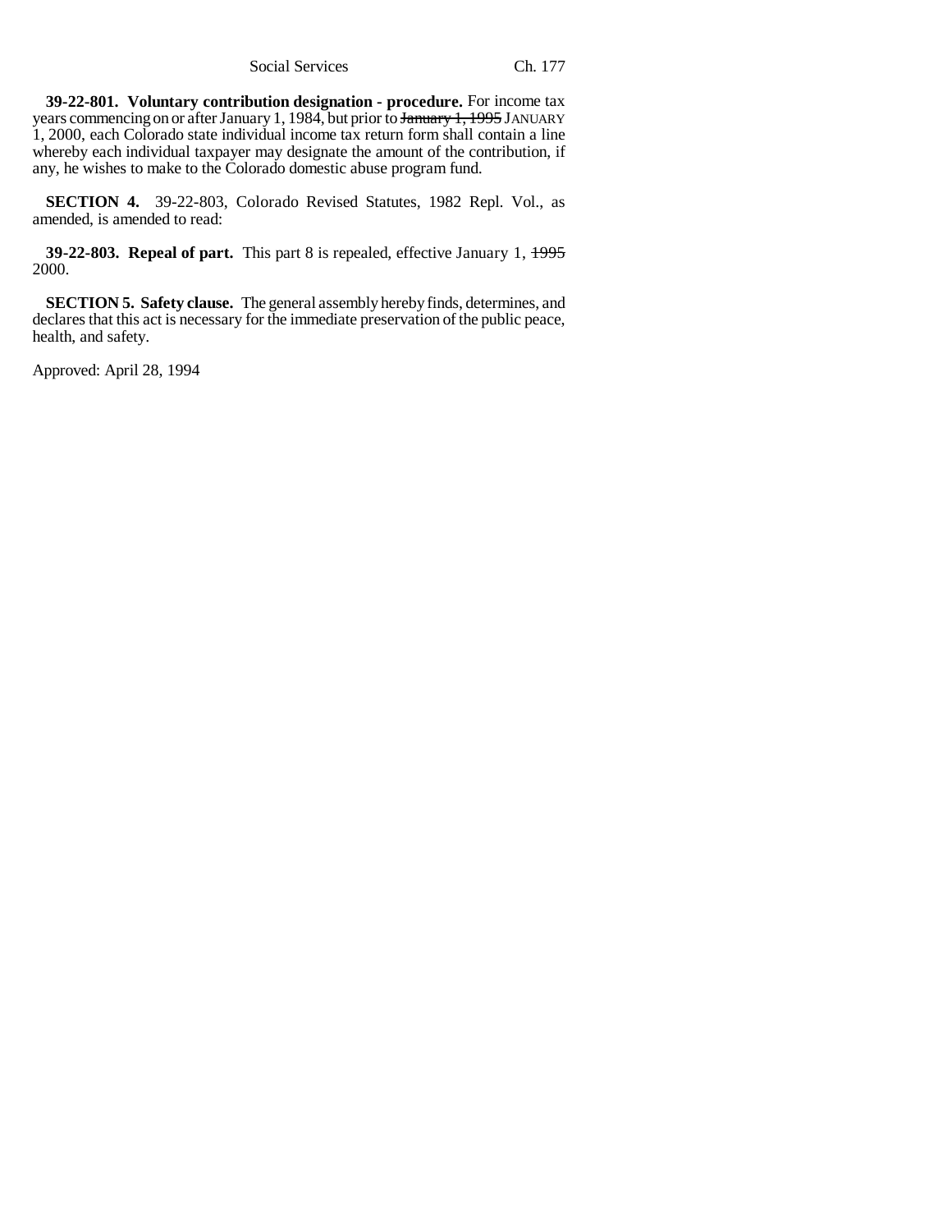**39-22-801. Voluntary contribution designation - procedure.** For income tax years commencing on or after January 1, 1984, but prior to ~~January 1, 1995~~ JANUARY 1, 2000, each Colorado state individual income tax return form shall contain a line whereby each individual taxpayer may designate the amount of the contribution, if any, he wishes to make to the Colorado domestic abuse program fund.

**SECTION 4.** 39-22-803, Colorado Revised Statutes, 1982 Repl. Vol., as amended, is amended to read:

**39-22-803. Repeal of part.** This part 8 is repealed, effective January 1, ~~1995~~ 2000.

**SECTION 5. Safety clause.** The general assembly hereby finds, determines, and declares that this act is necessary for the immediate preservation of the public peace, health, and safety.

Approved: April 28, 1994